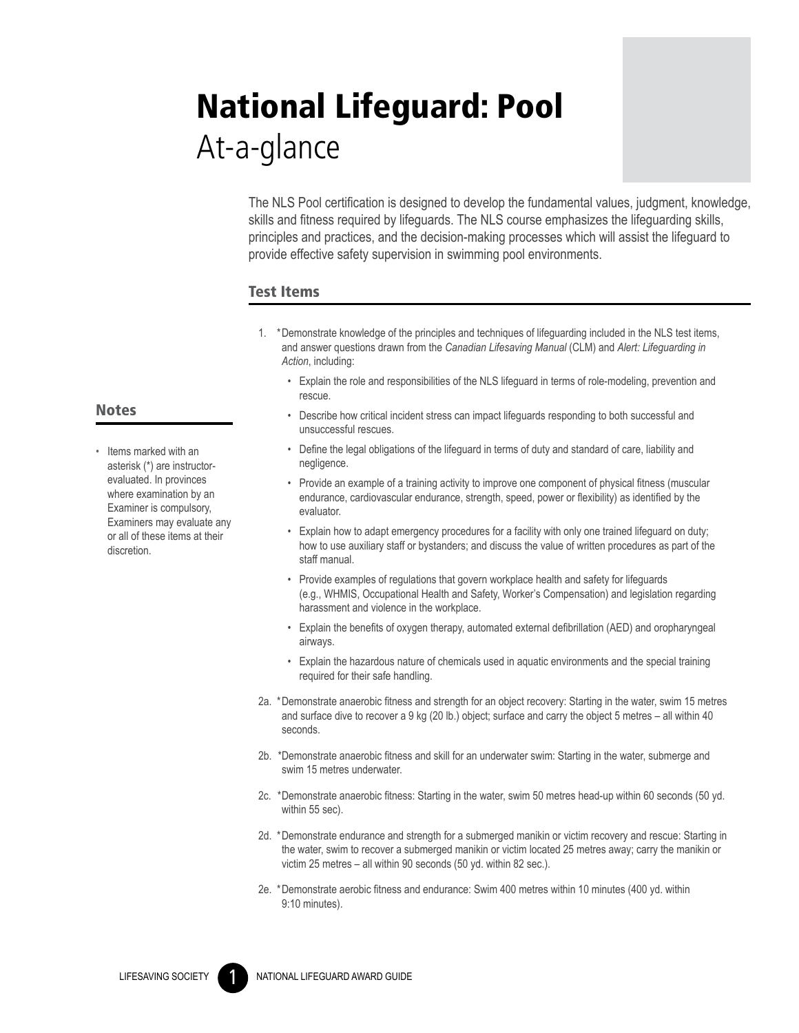# National Lifeguard: Pool
## At-a-glance

The NLS Pool certification is designed to develop the fundamental values, judgment, knowledge, skills and fitness required by lifeguards. The NLS course emphasizes the lifeguarding skills, principles and practices, and the decision-making processes which will assist the lifeguard to provide effective safety supervision in swimming pool environments.

### Test Items

1. *Demonstrate knowledge of the principles and techniques of lifeguarding included in the NLS test items, and answer questions drawn from the *Canadian Lifesaving Manual* (CLM) and *Alert: Lifeguarding in Action*, including:
   - Explain the role and responsibilities of the NLS lifeguard in terms of role-modeling, prevention and rescue.
   - Describe how critical incident stress can impact lifeguards responding to both successful and unsuccessful rescues.
   - Define the legal obligations of the lifeguard in terms of duty and standard of care, liability and negligence.
   - Provide an example of a training activity to improve one component of physical fitness (muscular endurance, cardiovascular endurance, strength, speed, power or flexibility) as identified by the evaluator.
   - Explain how to adapt emergency procedures for a facility with only one trained lifeguard on duty; how to use auxiliary staff or bystanders; and discuss the value of written procedures as part of the staff manual.
   - Provide examples of regulations that govern workplace health and safety for lifeguards (e.g., WHMIS, Occupational Health and Safety, Worker's Compensation) and legislation regarding harassment and violence in the workplace.
   - Explain the benefits of oxygen therapy, automated external defibrillation (AED) and oropharyngeal airways.
   - Explain the hazardous nature of chemicals used in aquatic environments and the special training required for their safe handling.

2a. *Demonstrate anaerobic fitness and strength for an object recovery: Starting in the water, swim 15 metres and surface dive to recover a 9 kg (20 lb.) object; surface and carry the object 5 metres – all within 40 seconds.

2b. *Demonstrate anaerobic fitness and skill for an underwater swim: Starting in the water, submerge and swim 15 metres underwater.

2c. *Demonstrate anaerobic fitness: Starting in the water, swim 50 metres head-up within 60 seconds (50 yd. within 55 sec).

2d. *Demonstrate endurance and strength for a submerged manikin or victim recovery and rescue: Starting in the water, swim to recover a submerged manikin or victim located 25 metres away; carry the manikin or victim 25 metres – all within 90 seconds (50 yd. within 82 sec.).

2e. *Demonstrate aerobic fitness and endurance: Swim 400 metres within 10 minutes (400 yd. within 9:10 minutes).

### Notes

- Items marked with an asterisk (*) are instructor-evaluated. In provinces where examination by an Examiner is compulsory, Examiners may evaluate any or all of these items at their discretion.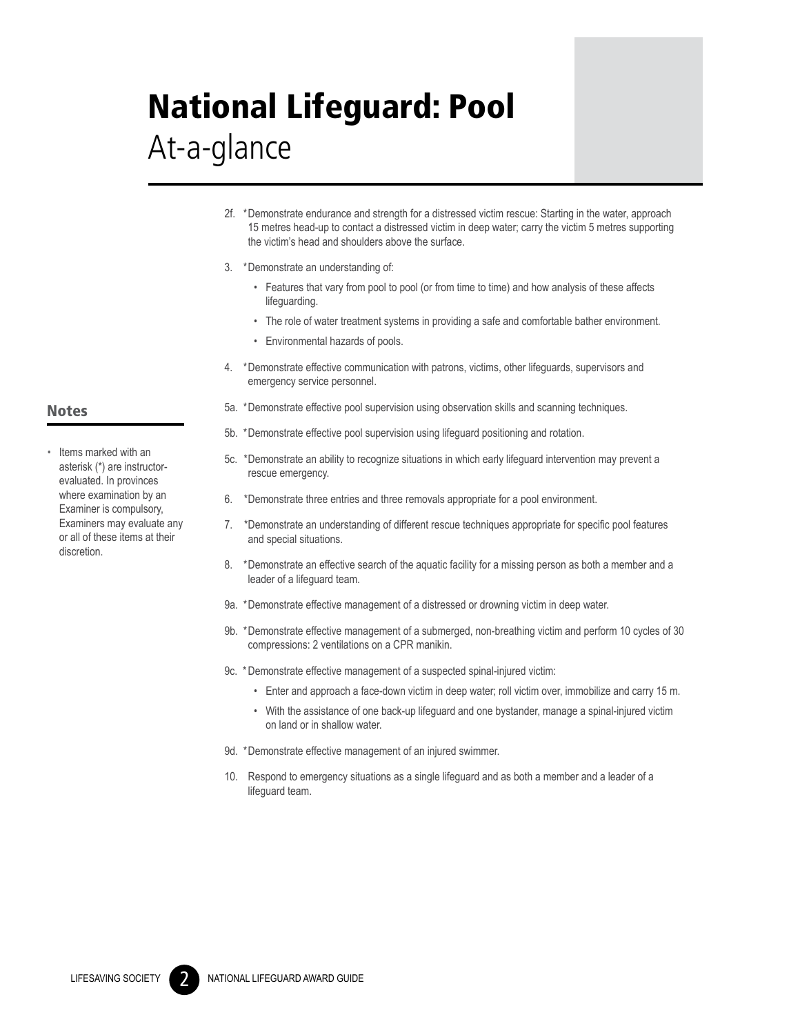# National Lifeguard: Pool

At-a-glance

2f. *Demonstrate endurance and strength for a distressed victim rescue: Starting in the water, approach 15 metres head-up to contact a distressed victim in deep water; carry the victim 5 metres supporting the victim's head and shoulders above the surface.

3. *Demonstrate an understanding of:
   - Features that vary from pool to pool (or from time to time) and how analysis of these affects lifeguarding.
   - The role of water treatment systems in providing a safe and comfortable bather environment.
   - Environmental hazards of pools.

4. *Demonstrate effective communication with patrons, victims, other lifeguards, supervisors and emergency service personnel.

5a. *Demonstrate effective pool supervision using observation skills and scanning techniques.

5b. *Demonstrate effective pool supervision using lifeguard positioning and rotation.

5c. *Demonstrate an ability to recognize situations in which early lifeguard intervention may prevent a rescue emergency.

6. *Demonstrate three entries and three removals appropriate for a pool environment.

7. *Demonstrate an understanding of different rescue techniques appropriate for specific pool features and special situations.

8. *Demonstrate an effective search of the aquatic facility for a missing person as both a member and a leader of a lifeguard team.

9a. *Demonstrate effective management of a distressed or drowning victim in deep water.

9b. *Demonstrate effective management of a submerged, non-breathing victim and perform 10 cycles of 30 compressions: 2 ventilations on a CPR manikin.

9c. *Demonstrate effective management of a suspected spinal-injured victim:
   - Enter and approach a face-down victim in deep water; roll victim over, immobilize and carry 15 m.
   - With the assistance of one back-up lifeguard and one bystander, manage a spinal-injured victim on land or in shallow water.

9d. *Demonstrate effective management of an injured swimmer.

10. Respond to emergency situations as a single lifeguard and as both a member and a leader of a lifeguard team.

## Notes

- Items marked with an asterisk (*) are instructor-evaluated. In provinces where examination by an Examiner is compulsory, Examiners may evaluate any or all of these items at their discretion.